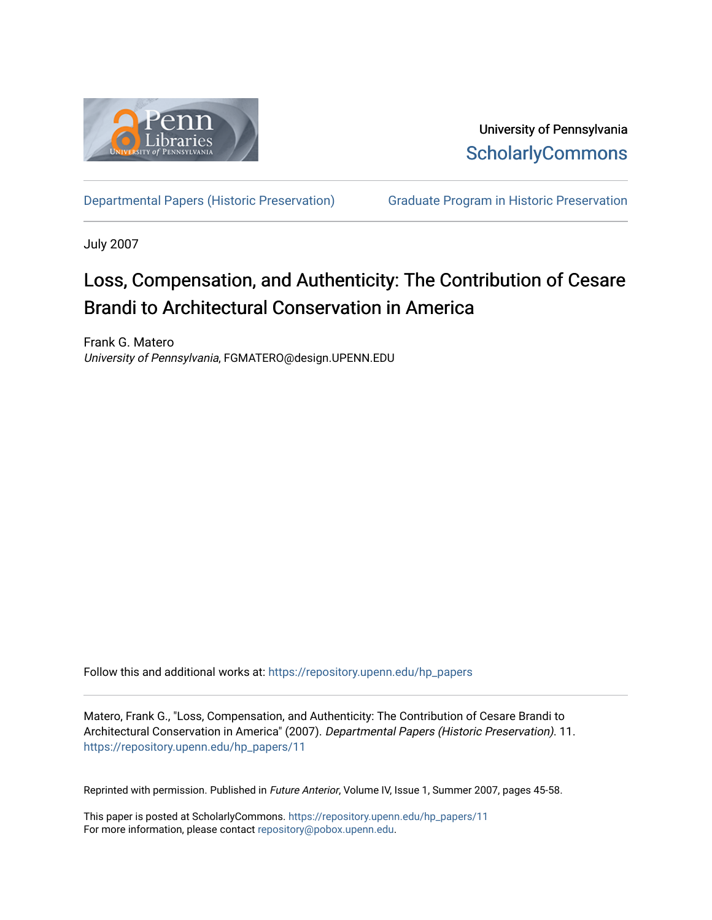University of Pennsylvania
ScholarlyCommons

Departmental Papers (Historic Preservation) Graduate Program in Historic Preservation

July 2007

# Loss, Compensation, and Authenticity: The Contribution of Cesare Brandi to Architectural Conservation in America

Frank G. Matero
*University of Pennsylvania*, FGMATERO@design.UPENN.EDU

Follow this and additional works at: https://repository.upenn.edu/hp_papers

Matero, Frank G., "Loss, Compensation, and Authenticity: The Contribution of Cesare Brandi to Architectural Conservation in America" (2007). *Departmental Papers (Historic Preservation)*. 11.
https://repository.upenn.edu/hp_papers/11

Reprinted with permission. Published in *Future Anterior*, Volume IV, Issue 1, Summer 2007, pages 45-58.

This paper is posted at ScholarlyCommons. https://repository.upenn.edu/hp_papers/11
For more information, please contact repository@pobox.upenn.edu.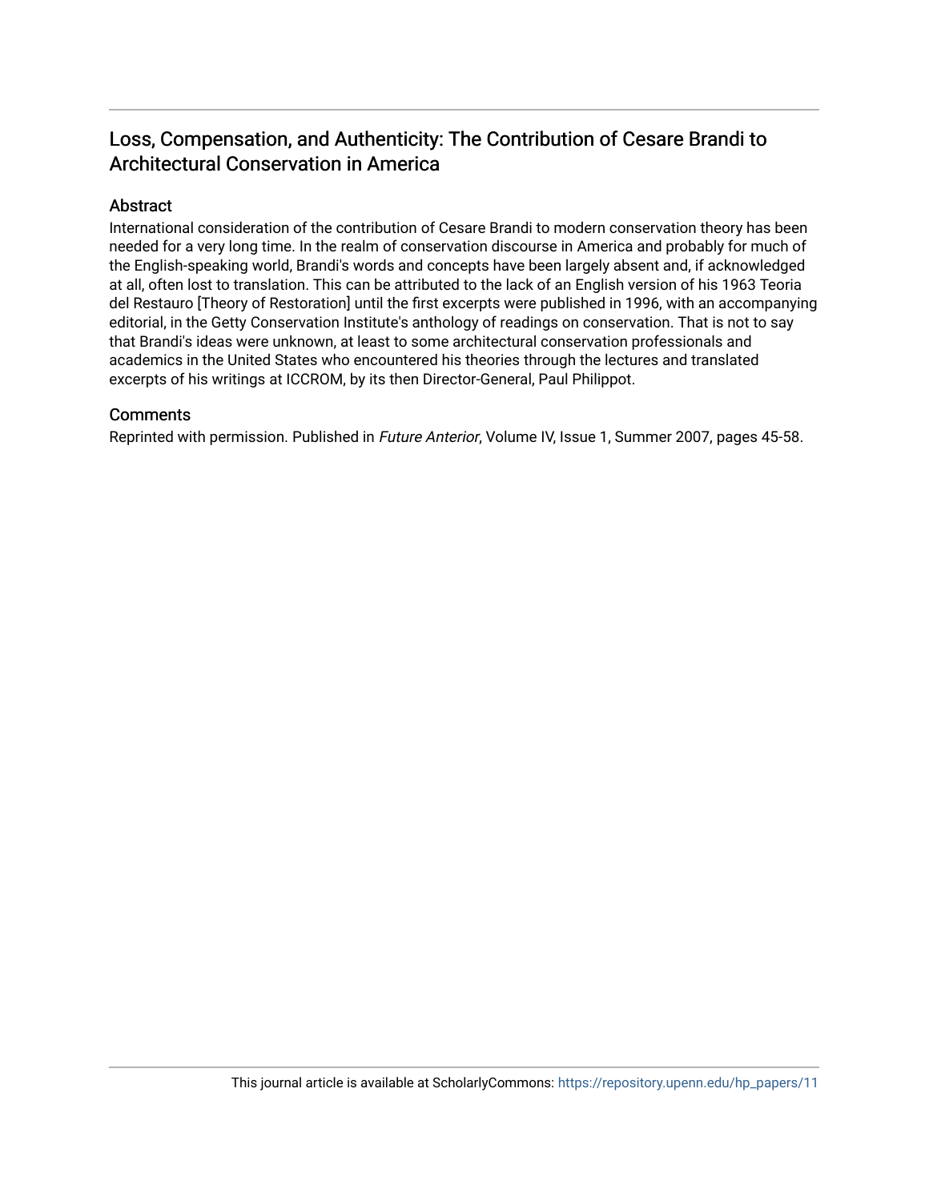## Loss, Compensation, and Authenticity: The Contribution of Cesare Brandi to Architectural Conservation in America

### Abstract

International consideration of the contribution of Cesare Brandi to modern conservation theory has been needed for a very long time. In the realm of conservation discourse in America and probably for much of the English-speaking world, Brandi's words and concepts have been largely absent and, if acknowledged at all, often lost to translation. This can be attributed to the lack of an English version of his 1963 Teoria del Restauro [Theory of Restoration] until the first excerpts were published in 1996, with an accompanying editorial, in the Getty Conservation Institute's anthology of readings on conservation. That is not to say that Brandi's ideas were unknown, at least to some architectural conservation professionals and academics in the United States who encountered his theories through the lectures and translated excerpts of his writings at ICCROM, by its then Director-General, Paul Philippot.

### Comments

Reprinted with permission. Published in *Future Anterior*, Volume IV, Issue 1, Summer 2007, pages 45-58.

This journal article is available at ScholarlyCommons: https://repository.upenn.edu/hp_papers/11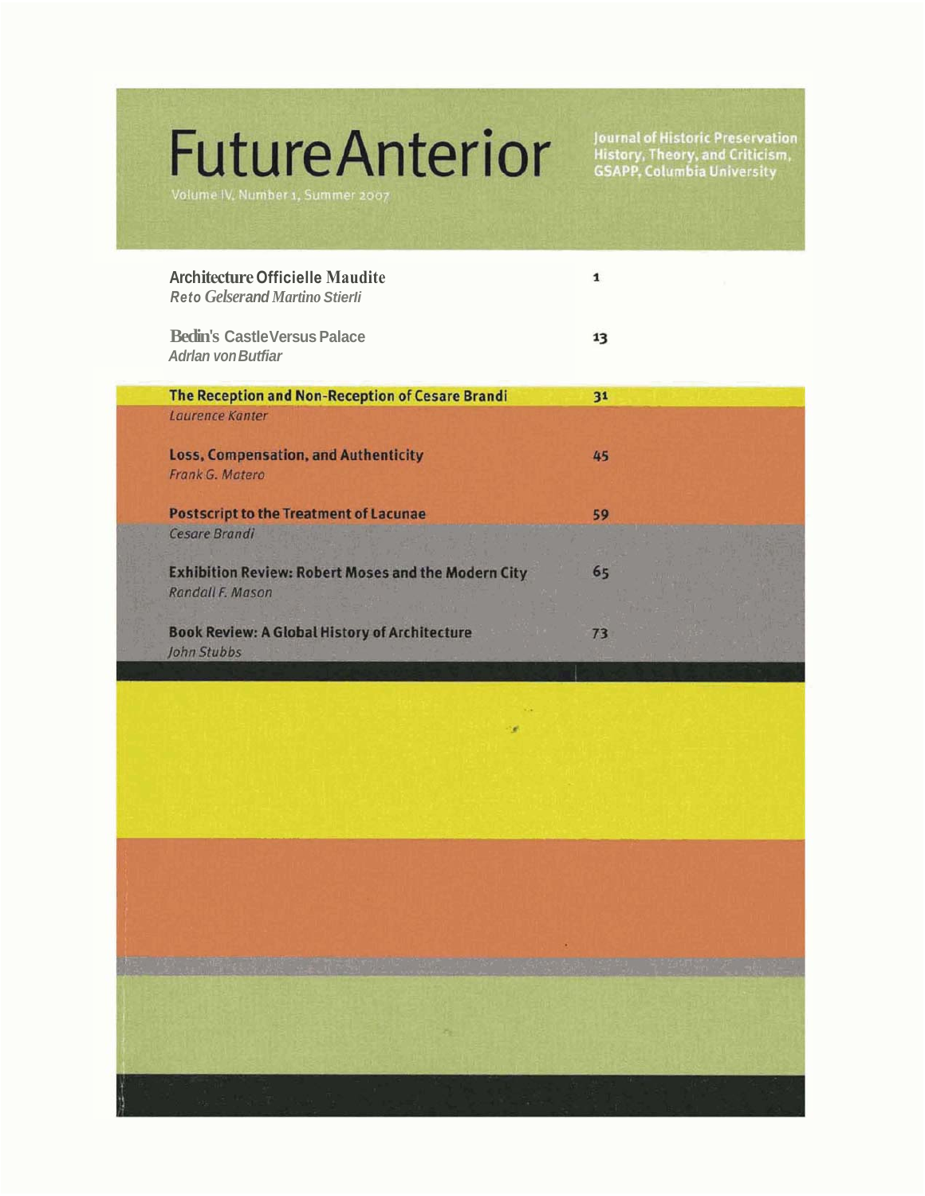# FutureAnterior

Volume IV, Number 1, Summer 2007

Journal of Historic Preservation History, Theory, and Criticism, GSAPP, Columbia University

**Architecture Officielle Maudite** — 1
*Reto Gelserand Martino Stierli*

**Bedin's Castle Versus Palace** — 13
*Adrlan von Butfiar*

**The Reception and Non-Reception of Cesare Brandi** — 31
*Laurence Kanter*

**Loss, Compensation, and Authenticity** — 45
*Frank G. Matero*

**Postscript to the Treatment of Lacunae** — 59
*Cesare Brandi*

**Exhibition Review: Robert Moses and the Modern City** — 65
*Randall F. Mason*

**Book Review: A Global History of Architecture** — 73
*John Stubbs*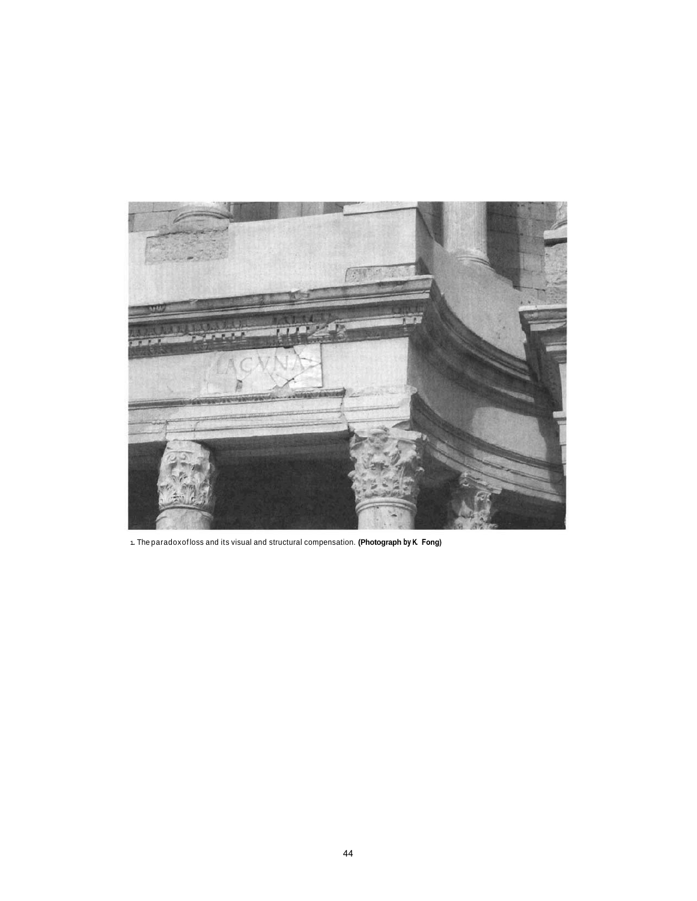1. The paradox of loss and its visual and structural compensation. **(Photograph by K. Fong)**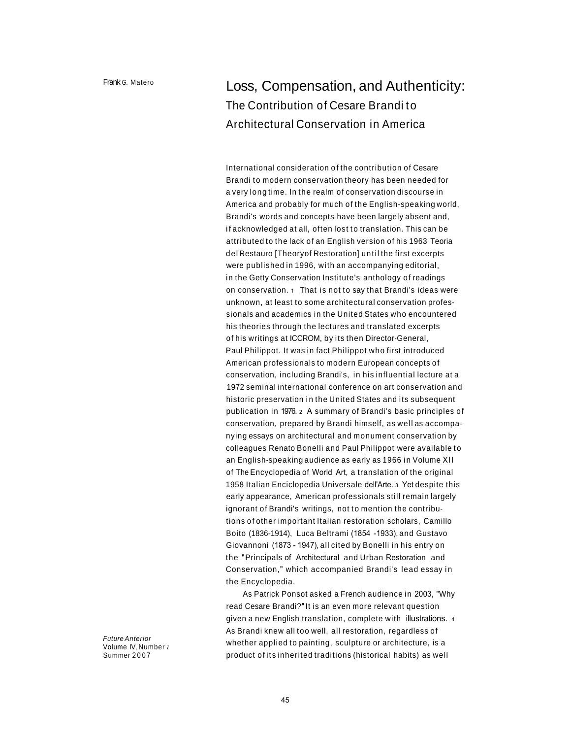Frank G. Matero

# Loss, Compensation, and Authenticity:

## The Contribution of Cesare Brandi to Architectural Conservation in America

International consideration of the contribution of Cesare Brandi to modern conservation theory has been needed for a very long time. In the realm of conservation discourse in America and probably for much of the English-speaking world, Brandi's words and concepts have been largely absent and, if acknowledged at all, often lost to translation. This can be attributed to the lack of an English version of his 1963 Teoria del Restauro [Theoryof Restoration] until the first excerpts were published in 1996, with an accompanying editorial, in the Getty Conservation Institute's anthology of readings on conservation. [1] That is not to say that Brandi's ideas were unknown, at least to some architectural conservation professionals and academics in the United States who encountered his theories through the lectures and translated excerpts of his writings at ICCROM, by its then Director-General, Paul Philippot. It was in fact Philippot who first introduced American professionals to modern European concepts of conservation, including Brandi's, in his influential lecture at a 1972 seminal international conference on art conservation and historic preservation in the United States and its subsequent publication in 1976. [2] A summary of Brandi's basic principles of conservation, prepared by Brandi himself, as well as accompanying essays on architectural and monument conservation by colleagues Renato Bonelli and Paul Philippot were available to an English-speaking audience as early as 1966 in Volume XII of The Encyclopedia of World Art, a translation of the original 1958 Italian Enciclopedia Universale dell'Arte. [3] Yet despite this early appearance, American professionals still remain largely ignorant of Brandi's writings, not to mention the contributions of other important Italian restoration scholars, Camillo Boito (1836-1914), Luca Beltrami (1854 -1933), and Gustavo Giovannoni (1873 - 1947), all cited by Bonelli in his entry on the "Principals of Architectural and Urban Restoration and Conservation," which accompanied Brandi's lead essay in the Encyclopedia.

As Patrick Ponsot asked a French audience in 2003, "Why read Cesare Brandi?" It is an even more relevant question given a new English translation, complete with illustrations. [4] As Brandi knew all too well, all restoration, regardless of whether applied to painting, sculpture or architecture, is a product of its inherited traditions (historical habits) as well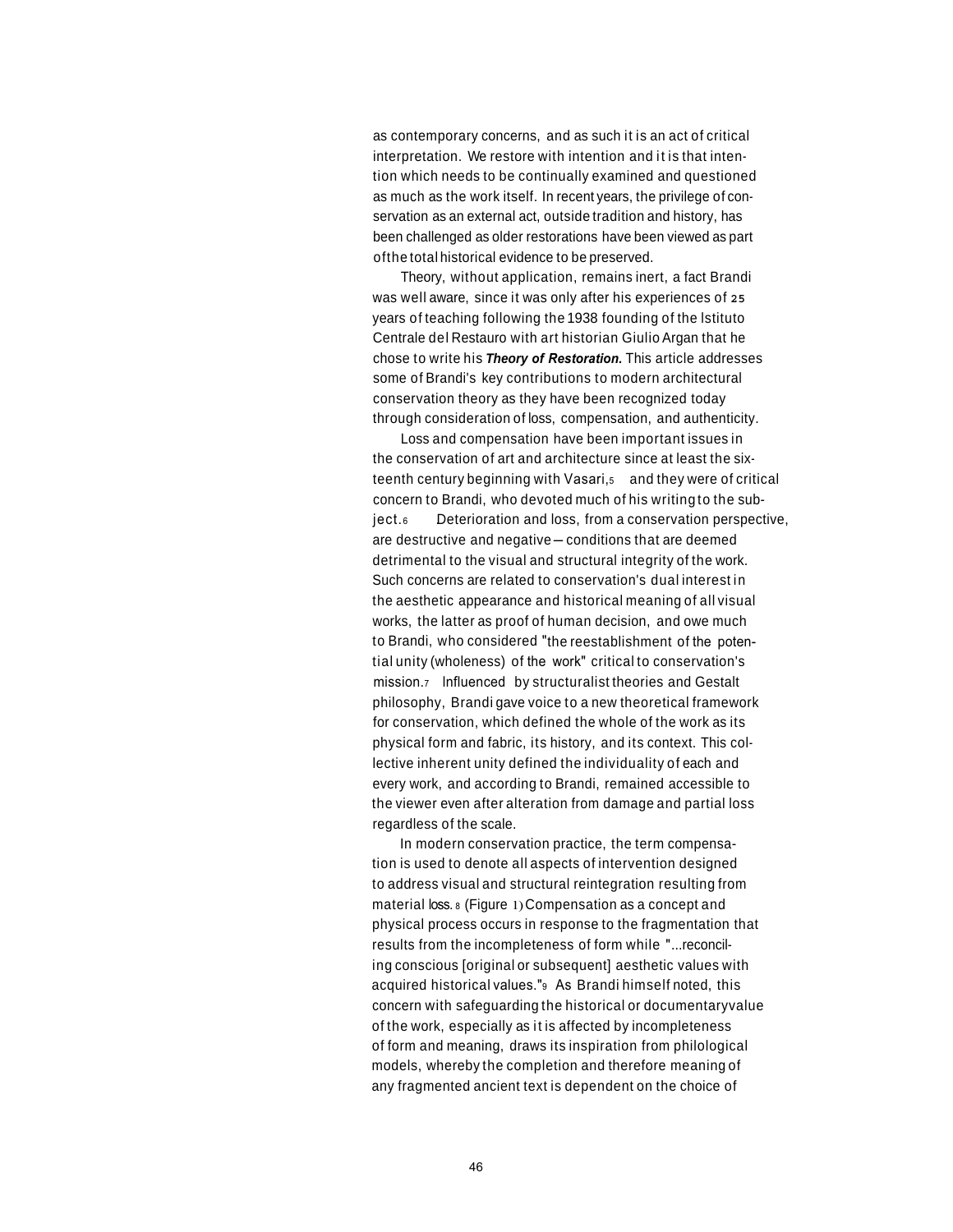as contemporary concerns, and as such it is an act of critical interpretation. We restore with intention and it is that intention which needs to be continually examined and questioned as much as the work itself. In recent years, the privilege of conservation as an external act, outside tradition and history, has been challenged as older restorations have been viewed as part of the total historical evidence to be preserved.

Theory, without application, remains inert, a fact Brandi was well aware, since it was only after his experiences of 25 years of teaching following the 1938 founding of the Istituto Centrale del Restauro with art historian Giulio Argan that he chose to write his ***Theory of Restoration.*** This article addresses some of Brandi's key contributions to modern architectural conservation theory as they have been recognized today through consideration of loss, compensation, and authenticity.

Loss and compensation have been important issues in the conservation of art and architecture since at least the sixteenth century beginning with Vasari,[5] and they were of critical concern to Brandi, who devoted much of his writing to the subject.[6] Deterioration and loss, from a conservation perspective, are destructive and negative—conditions that are deemed detrimental to the visual and structural integrity of the work. Such concerns are related to conservation's dual interest in the aesthetic appearance and historical meaning of all visual works, the latter as proof of human decision, and owe much to Brandi, who considered "the reestablishment of the potential unity (wholeness) of the work" critical to conservation's mission.[7] Influenced by structuralist theories and Gestalt philosophy, Brandi gave voice to a new theoretical framework for conservation, which defined the whole of the work as its physical form and fabric, its history, and its context. This collective inherent unity defined the individuality of each and every work, and according to Brandi, remained accessible to the viewer even after alteration from damage and partial loss regardless of the scale.

In modern conservation practice, the term compensation is used to denote all aspects of intervention designed to address visual and structural reintegration resulting from material loss.[8] (Figure 1) Compensation as a concept and physical process occurs in response to the fragmentation that results from the incompleteness of form while "...reconciling conscious [original or subsequent] aesthetic values with acquired historical values."[9] As Brandi himself noted, this concern with safeguarding the historical or documentary value of the work, especially as it is affected by incompleteness of form and meaning, draws its inspiration from philological models, whereby the completion and therefore meaning of any fragmented ancient text is dependent on the choice of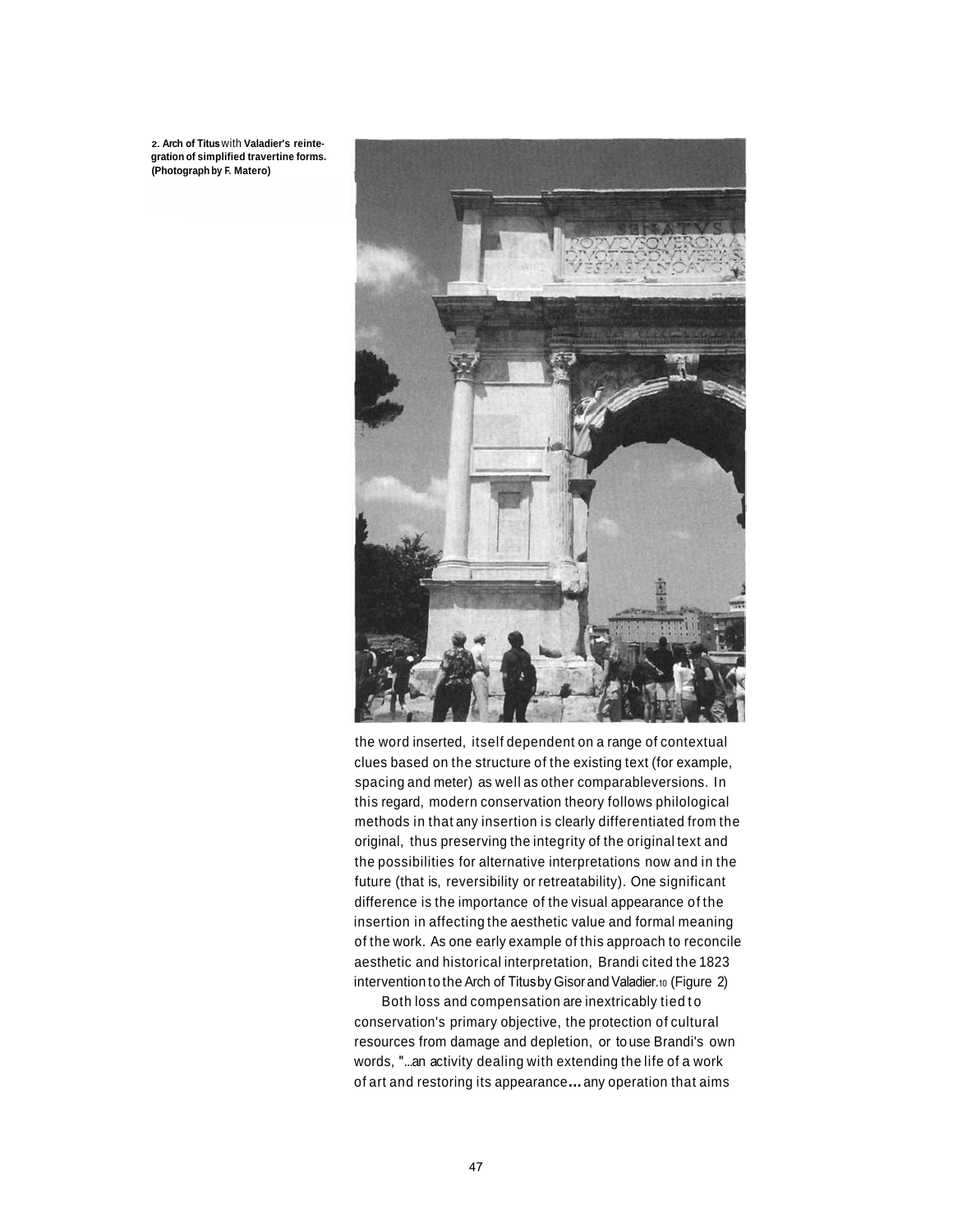2. **Arch of Titus** with **Valadier's reintegration of simplified travertine forms. (Photograph by F. Matero)**

the word inserted, itself dependent on a range of contextual clues based on the structure of the existing text (for example, spacing and meter) as well as other comparable versions. In this regard, modern conservation theory follows philological methods in that any insertion is clearly differentiated from the original, thus preserving the integrity of the original text and the possibilities for alternative interpretations now and in the future (that is, reversibility or retreatability). One significant difference is the importance of the visual appearance of the insertion in affecting the aesthetic value and formal meaning of the work. As one early example of this approach to reconcile aesthetic and historical interpretation, Brandi cited the 1823 intervention to the Arch of Titus by Gisor and Valadier.[10] (Figure 2)

Both loss and compensation are inextricably tied to conservation's primary objective, the protection of cultural resources from damage and depletion, or to use Brandi's own words, "...an activity dealing with extending the life of a work of art and restoring its appearance... any operation that aims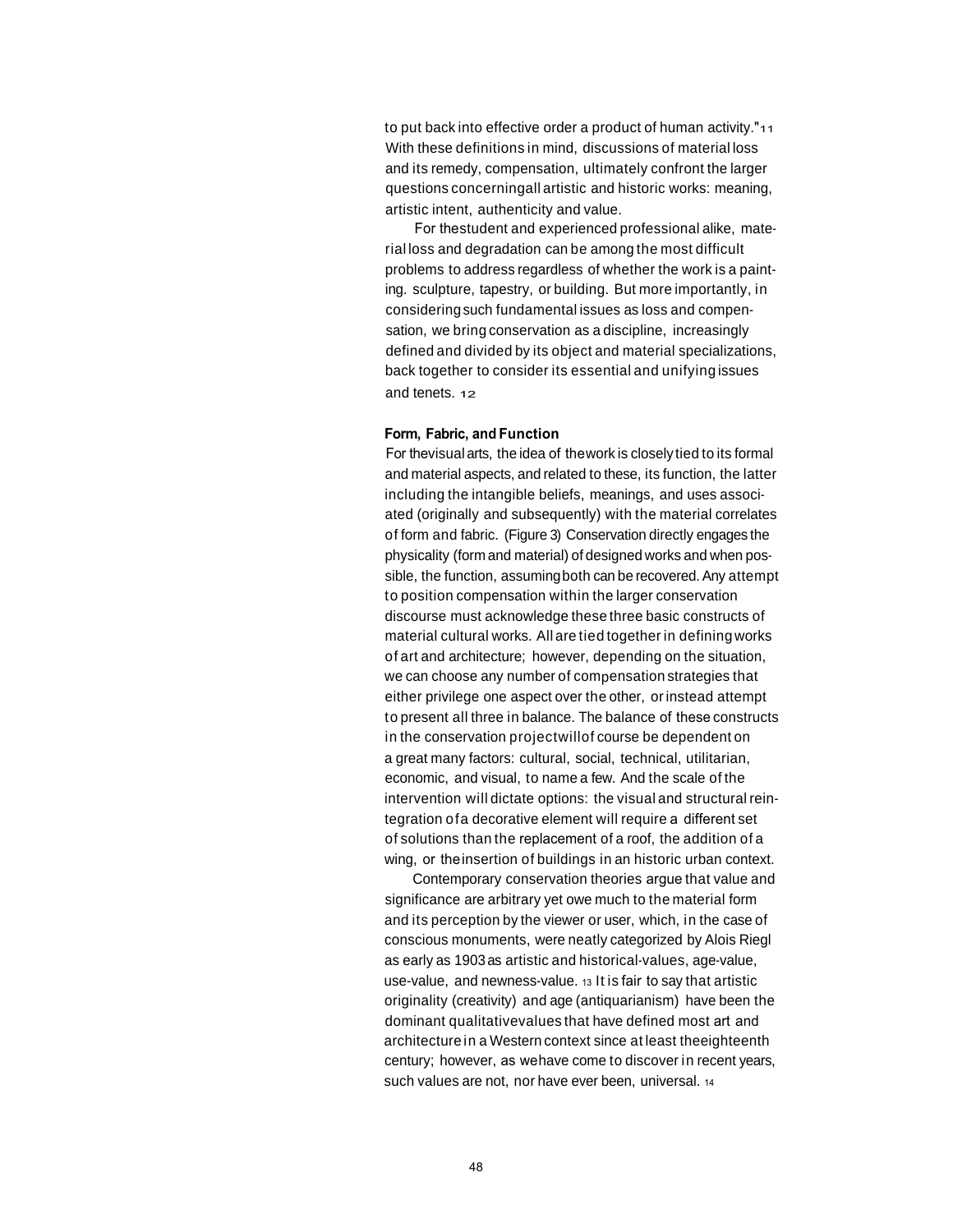to put back into effective order a product of human activity."[11] With these definitions in mind, discussions of material loss and its remedy, compensation, ultimately confront the larger questions concerning all artistic and historic works: meaning, artistic intent, authenticity and value.

For the student and experienced professional alike, material loss and degradation can be among the most difficult problems to address regardless of whether the work is a painting. sculpture, tapestry, or building. But more importantly, in considering such fundamental issues as loss and compensation, we bring conservation as a discipline, increasingly defined and divided by its object and material specializations, back together to consider its essential and unifying issues and tenets. [12]

**Form, Fabric, and Function**

For the visual arts, the idea of the work is closely tied to its formal and material aspects, and related to these, its function, the latter including the intangible beliefs, meanings, and uses associated (originally and subsequently) with the material correlates of form and fabric. (Figure 3) Conservation directly engages the physicality (form and material) of designed works and when possible, the function, assuming both can be recovered. Any attempt to position compensation within the larger conservation discourse must acknowledge these three basic constructs of material cultural works. All are tied together in defining works of art and architecture; however, depending on the situation, we can choose any number of compensation strategies that either privilege one aspect over the other, or instead attempt to present all three in balance. The balance of these constructs in the conservation project will of course be dependent on a great many factors: cultural, social, technical, utilitarian, economic, and visual, to name a few. And the scale of the intervention will dictate options: the visual and structural reintegration of a decorative element will require a different set of solutions than the replacement of a roof, the addition of a wing, or the insertion of buildings in an historic urban context.

Contemporary conservation theories argue that value and significance are arbitrary yet owe much to the material form and its perception by the viewer or user, which, in the case of conscious monuments, were neatly categorized by Alois Riegl as early as 1903 as artistic and historical-values, age-value, use-value, and newness-value. [13] It is fair to say that artistic originality (creativity) and age (antiquarianism) have been the dominant qualitative values that have defined most art and architecture in a Western context since at least the eighteenth century; however, as we have come to discover in recent years, such values are not, nor have ever been, universal. [14]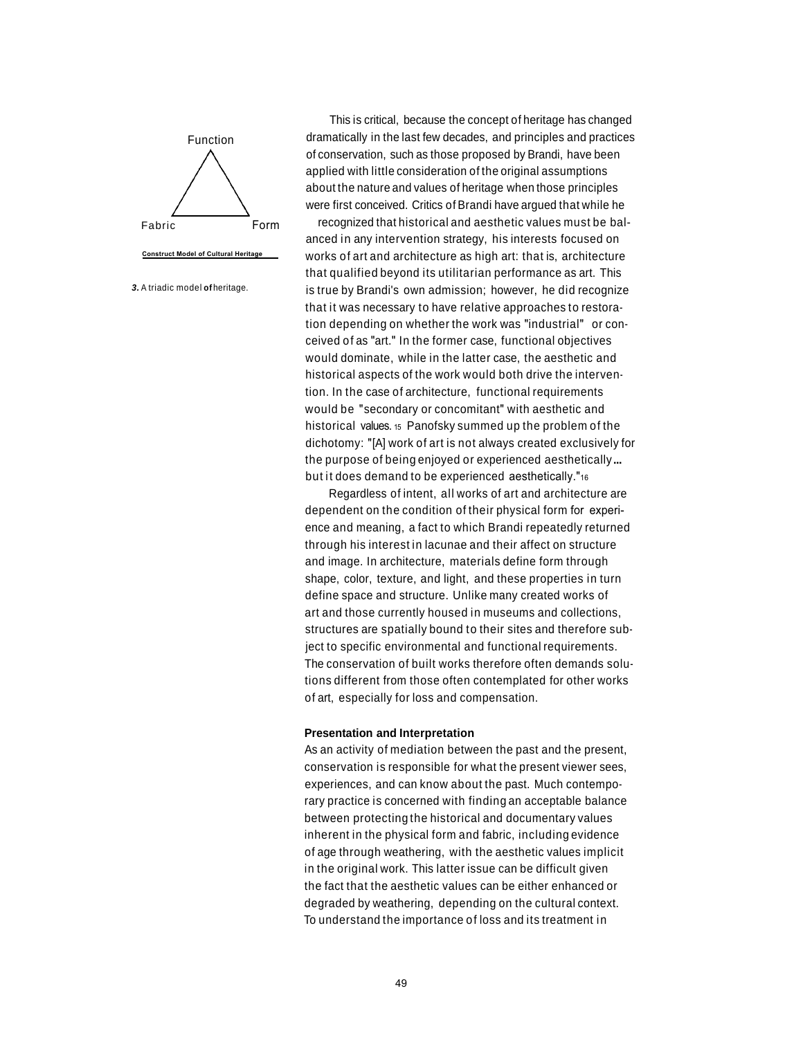Function

Fabric Form

**Construct Model of Cultural Heritage**

***3.*** A triadic model **of** heritage.

This is critical, because the concept of heritage has changed dramatically in the last few decades, and principles and practices of conservation, such as those proposed by Brandi, have been applied with little consideration of the original assumptions about the nature and values of heritage when those principles were first conceived. Critics of Brandi have argued that while he recognized that historical and aesthetic values must be balanced in any intervention strategy, his interests focused on works of art and architecture as high art: that is, architecture that qualified beyond its utilitarian performance as art. This is true by Brandi's own admission; however, he did recognize that it was necessary to have relative approaches to restoration depending on whether the work was "industrial" or conceived of as "art." In the former case, functional objectives would dominate, while in the latter case, the aesthetic and historical aspects of the work would both drive the intervention. In the case of architecture, functional requirements would be "secondary or concomitant" with aesthetic and historical values.[15] Panofsky summed up the problem of the dichotomy: "[A] work of art is not always created exclusively for the purpose of being enjoyed or experienced aesthetically... but it does demand to be experienced aesthetically."[16]

Regardless of intent, all works of art and architecture are dependent on the condition of their physical form for experience and meaning, a fact to which Brandi repeatedly returned through his interest in lacunae and their affect on structure and image. In architecture, materials define form through shape, color, texture, and light, and these properties in turn define space and structure. Unlike many created works of art and those currently housed in museums and collections, structures are spatially bound to their sites and therefore subject to specific environmental and functional requirements. The conservation of built works therefore often demands solutions different from those often contemplated for other works of art, especially for loss and compensation.

### Presentation and Interpretation

As an activity of mediation between the past and the present, conservation is responsible for what the present viewer sees, experiences, and can know about the past. Much contemporary practice is concerned with finding an acceptable balance between protecting the historical and documentary values inherent in the physical form and fabric, including evidence of age through weathering, with the aesthetic values implicit in the original work. This latter issue can be difficult given the fact that the aesthetic values can be either enhanced or degraded by weathering, depending on the cultural context. To understand the importance of loss and its treatment in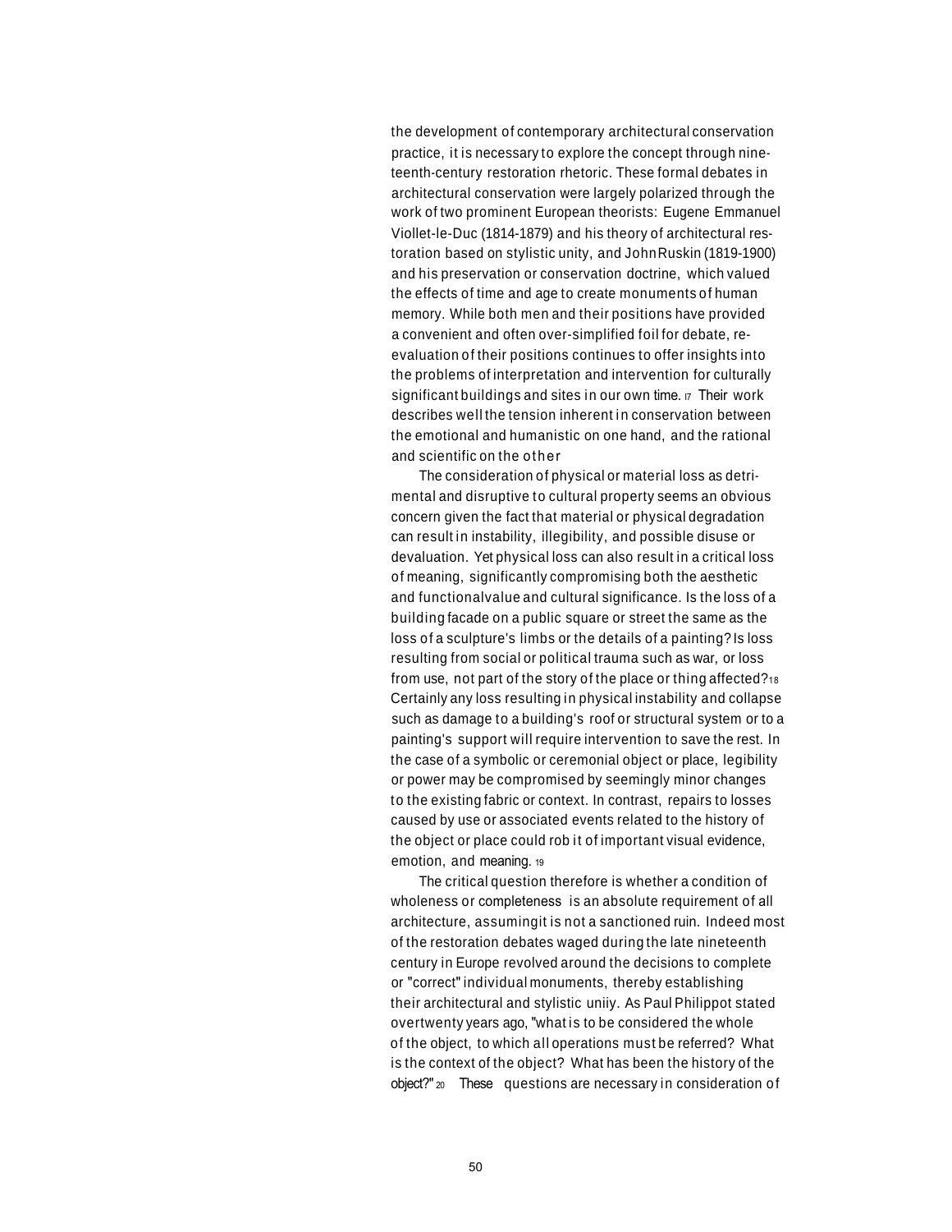the development of contemporary architectural conservation practice, it is necessary to explore the concept through nineteenth-century restoration rhetoric. These formal debates in architectural conservation were largely polarized through the work of two prominent European theorists: Eugene Emmanuel Viollet-le-Duc (1814-1879) and his theory of architectural restoration based on stylistic unity, and John Ruskin (1819-1900) and his preservation or conservation doctrine, which valued the effects of time and age to create monuments of human memory. While both men and their positions have provided a convenient and often over-simplified foil for debate, re-evaluation of their positions continues to offer insights into the problems of interpretation and intervention for culturally significant buildings and sites in our own time.[17] Their work describes well the tension inherent in conservation between the emotional and humanistic on one hand, and the rational and scientific on the other

The consideration of physical or material loss as detrimental and disruptive to cultural property seems an obvious concern given the fact that material or physical degradation can result in instability, illegibility, and possible disuse or devaluation. Yet physical loss can also result in a critical loss of meaning, significantly compromising both the aesthetic and functionalvalue and cultural significance. Is the loss of a building facade on a public square or street the same as the loss of a sculpture's limbs or the details of a painting? Is loss resulting from social or political trauma such as war, or loss from use, not part of the story of the place or thing affected?[18] Certainly any loss resulting in physical instability and collapse such as damage to a building's roof or structural system or to a painting's support will require intervention to save the rest. In the case of a symbolic or ceremonial object or place, legibility or power may be compromised by seemingly minor changes to the existing fabric or context. In contrast, repairs to losses caused by use or associated events related to the history of the object or place could rob it of important visual evidence, emotion, and meaning.[19]

The critical question therefore is whether a condition of wholeness or completeness is an absolute requirement of all architecture, assumingit is not a sanctioned ruin. Indeed most of the restoration debates waged during the late nineteenth century in Europe revolved around the decisions to complete or "correct" individual monuments, thereby establishing their architectural and stylistic uniiy. As Paul Philippot stated overtwenty years ago, "what is to be considered the whole of the object, to which all operations must be referred? What is the context of the object? What has been the history of the object?"[20] These questions are necessary in consideration of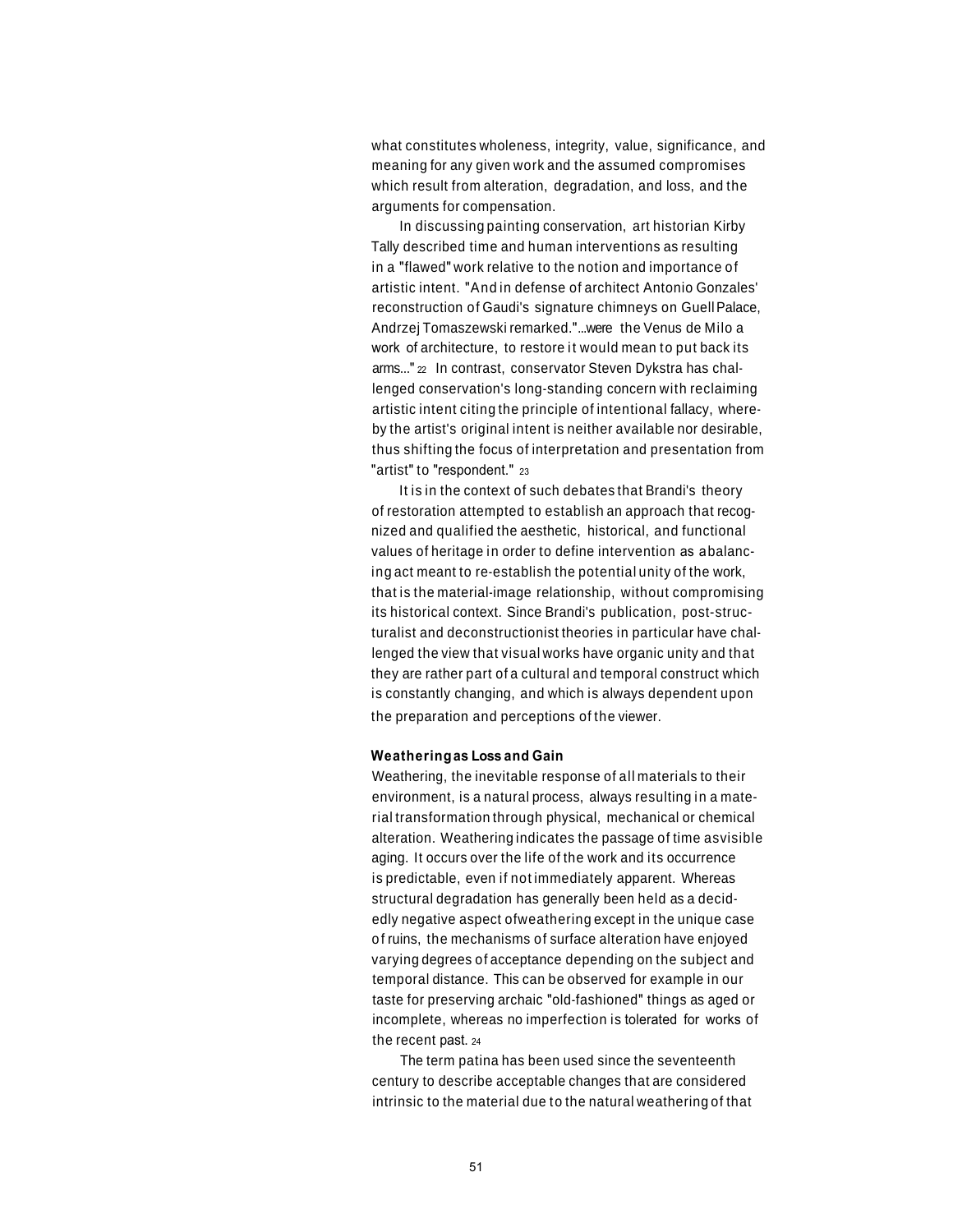what constitutes wholeness, integrity, value, significance, and meaning for any given work and the assumed compromises which result from alteration, degradation, and loss, and the arguments for compensation.

In discussing painting conservation, art historian Kirby Tally described time and human interventions as resulting in a "flawed" work relative to the notion and importance of artistic intent. "And in defense of architect Antonio Gonzales' reconstruction of Gaudi's signature chimneys on Guell Palace, Andrzej Tomaszewski remarked."...were the Venus de Milo a work of architecture, to restore it would mean to put back its arms..." [22] In contrast, conservator Steven Dykstra has challenged conservation's long-standing concern with reclaiming artistic intent citing the principle of intentional fallacy, whereby the artist's original intent is neither available nor desirable, thus shifting the focus of interpretation and presentation from "artist" to "respondent." [23]

It is in the context of such debates that Brandi's theory of restoration attempted to establish an approach that recognized and qualified the aesthetic, historical, and functional values of heritage in order to define intervention as a balancing act meant to re-establish the potential unity of the work, that is the material-image relationship, without compromising its historical context. Since Brandi's publication, post-structuralist and deconstructionist theories in particular have challenged the view that visual works have organic unity and that they are rather part of a cultural and temporal construct which is constantly changing, and which is always dependent upon the preparation and perceptions of the viewer.

#### Weathering as Loss and Gain

Weathering, the inevitable response of all materials to their environment, is a natural process, always resulting in a material transformation through physical, mechanical or chemical alteration. Weathering indicates the passage of time as visible aging. It occurs over the life of the work and its occurrence is predictable, even if not immediately apparent. Whereas structural degradation has generally been held as a decidedly negative aspect of weathering except in the unique case of ruins, the mechanisms of surface alteration have enjoyed varying degrees of acceptance depending on the subject and temporal distance. This can be observed for example in our taste for preserving archaic "old-fashioned" things as aged or incomplete, whereas no imperfection is tolerated for works of the recent past. [24]

The term patina has been used since the seventeenth century to describe acceptable changes that are considered intrinsic to the material due to the natural weathering of that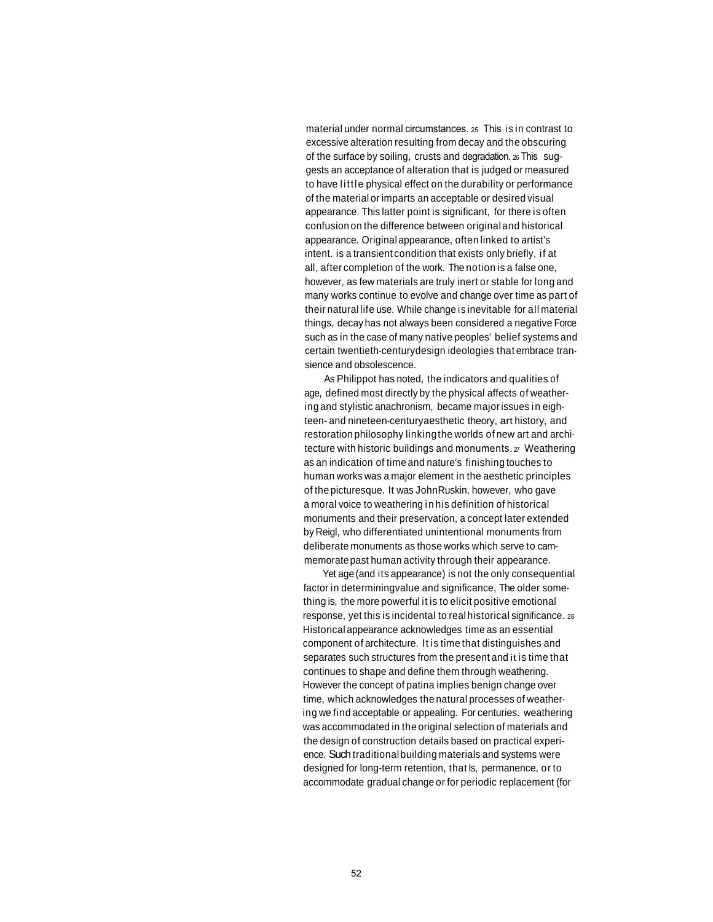material under normal circumstances.[25] This is in contrast to excessive alteration resulting from decay and the obscuring of the surface by soiling, crusts and degradation.[26] This suggests an acceptance of alteration that is judged or measured to have little physical effect on the durability or performance of the material or imparts an acceptable or desired visual appearance. This latter point is significant, for there is often confusion on the difference between original and historical appearance. Original appearance, often linked to artist's intent. is a transient condition that exists only briefly, if at all, after completion of the work. The notion is a false one, however, as few materials are truly inert or stable for long and many works continue to evolve and change over time as part of their natural life use. While change is inevitable for all material things, decay has not always been considered a negative Force such as in the case of many native peoples' belief systems and certain twentieth-century design ideologies that embrace transience and obsolescence.

As Philippot has noted, the indicators and qualities of age, defined most directly by the physical affects of weathering and stylistic anachronism, became major issues in eighteen- and nineteen-century aesthetic theory, art history, and restoration philosophy linking the worlds of new art and architecture with historic buildings and monuments.[27] Weathering as an indication of time and nature's finishing touches to human works was a major element in the aesthetic principles of the picturesque. It was John Ruskin, however, who gave a moral voice to weathering in his definition of historical monuments and their preservation, a concept later extended by Reigl, who differentiated unintentional monuments from deliberate monuments as those works which serve to cammemorate past human activity through their appearance.

Yet age (and its appearance) is not the only consequential factor in determining value and significance, The older something is, the more powerful it is to elicit positive emotional response, yet this is incidental to real historical significance.[28] Historical appearance acknowledges time as an essential component of architecture. It is time that distinguishes and separates such structures from the present and it is time that continues to shape and define them through weathering. However the concept of patina implies benign change over time, which acknowledges the natural processes of weathering we find acceptable or appealing. For centuries. weathering was accommodated in the original selection of materials and the design of construction details based on practical experience. Such traditional building materials and systems were designed for long-term retention, that Is, permanence, or to accommodate gradual change or for periodic replacement (for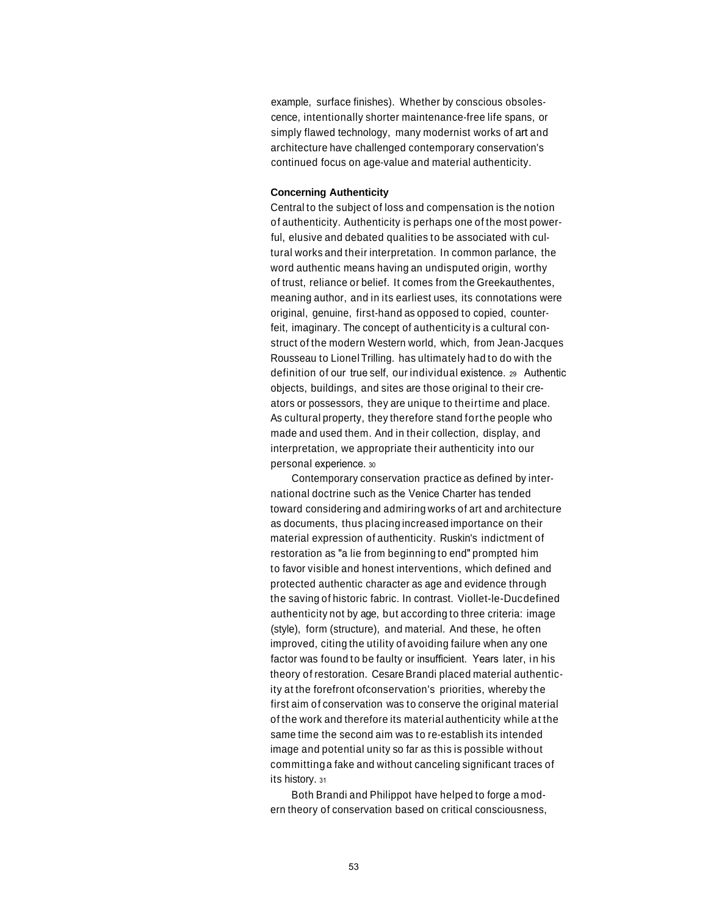example, surface finishes). Whether by conscious obsolescence, intentionally shorter maintenance-free life spans, or simply flawed technology, many modernist works of art and architecture have challenged contemporary conservation's continued focus on age-value and material authenticity.

**Concerning Authenticity**

Central to the subject of loss and compensation is the notion of authenticity. Authenticity is perhaps one of the most powerful, elusive and debated qualities to be associated with cultural works and their interpretation. In common parlance, the word authentic means having an undisputed origin, worthy of trust, reliance or belief. It comes from the Greek authentes, meaning author, and in its earliest uses, its connotations were original, genuine, first-hand as opposed to copied, counterfeit, imaginary. The concept of authenticity is a cultural construct of the modern Western world, which, from Jean-Jacques Rousseau to Lionel Trilling, has ultimately had to do with the definition of our true self, our individual existence. [29] Authentic objects, buildings, and sites are those original to their creators or possessors, they are unique to their time and place. As cultural property, they therefore stand for the people who made and used them. And in their collection, display, and interpretation, we appropriate their authenticity into our personal experience. [30]

Contemporary conservation practice as defined by international doctrine such as the Venice Charter has tended toward considering and admiring works of art and architecture as documents, thus placing increased importance on their material expression of authenticity. Ruskin's indictment of restoration as "a lie from beginning to end" prompted him to favor visible and honest interventions, which defined and protected authentic character as age and evidence through the saving of historic fabric. In contrast, Viollet-le-Duc defined authenticity not by age, but according to three criteria: image (style), form (structure), and material. And these, he often improved, citing the utility of avoiding failure when any one factor was found to be faulty or insufficient. Years later, in his theory of restoration, Cesare Brandi placed material authenticity at the forefront of conservation's priorities, whereby the first aim of conservation was to conserve the original material of the work and therefore its material authenticity while at the same time the second aim was to re-establish its intended image and potential unity so far as this is possible without committing a fake and without canceling significant traces of its history. [31]

Both Brandi and Philippot have helped to forge a modern theory of conservation based on critical consciousness,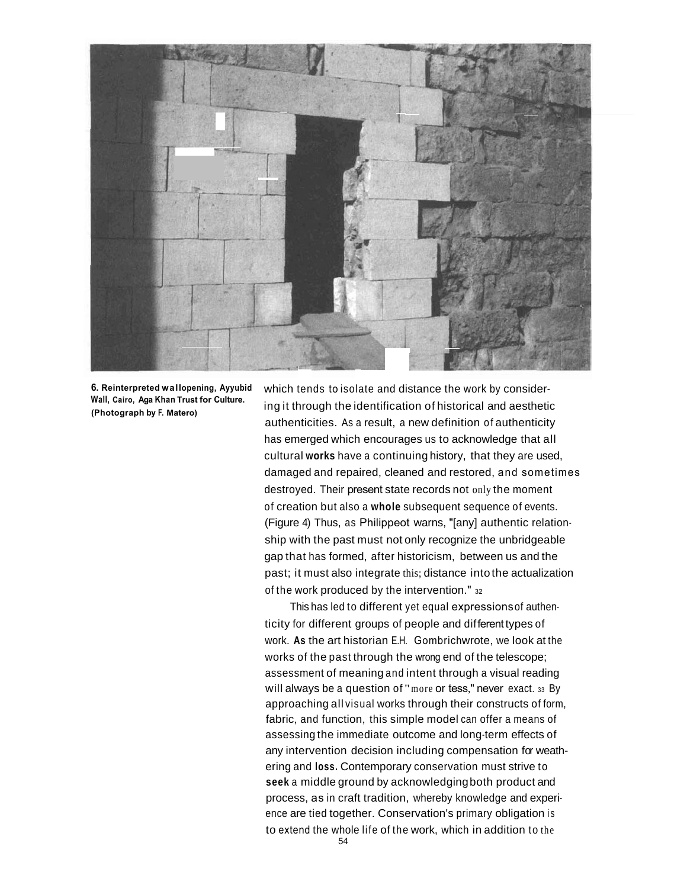6. Reinterpreted wall opening, Ayyubid Wall, Cairo, Aga Khan Trust for Culture. (Photograph by F. Matero)

which tends to isolate and distance the work by considering it through the identification of historical and aesthetic authenticities. As a result, a new definition of authenticity has emerged which encourages us to acknowledge that all cultural works have a continuing history, that they are used, damaged and repaired, cleaned and restored, and sometimes destroyed. Their present state records not only the moment of creation but also a whole subsequent sequence of events. (Figure 4) Thus, as Philippeot warns, "[any] authentic relationship with the past must not only recognize the unbridgeable gap that has formed, after historicism, between us and the past; it must also integrate this; distance into the actualization of the work produced by the intervention." [32]

This has led to different yet equal expressions of authenticity for different groups of people and different types of work. As the art historian E.H. Gombrich wrote, we look at the works of the past through the wrong end of the telescope; assessment of meaning and intent through a visual reading will always be a question of "more or less," never exact. [33] By approaching all visual works through their constructs of form, fabric, and function, this simple model can offer a means of assessing the immediate outcome and long-term effects of any intervention decision including compensation for weathering and loss. Contemporary conservation must strive to seek a middle ground by acknowledging both product and process, as in craft tradition, whereby knowledge and experience are tied together. Conservation's primary obligation is to extend the whole life of the work, which in addition to the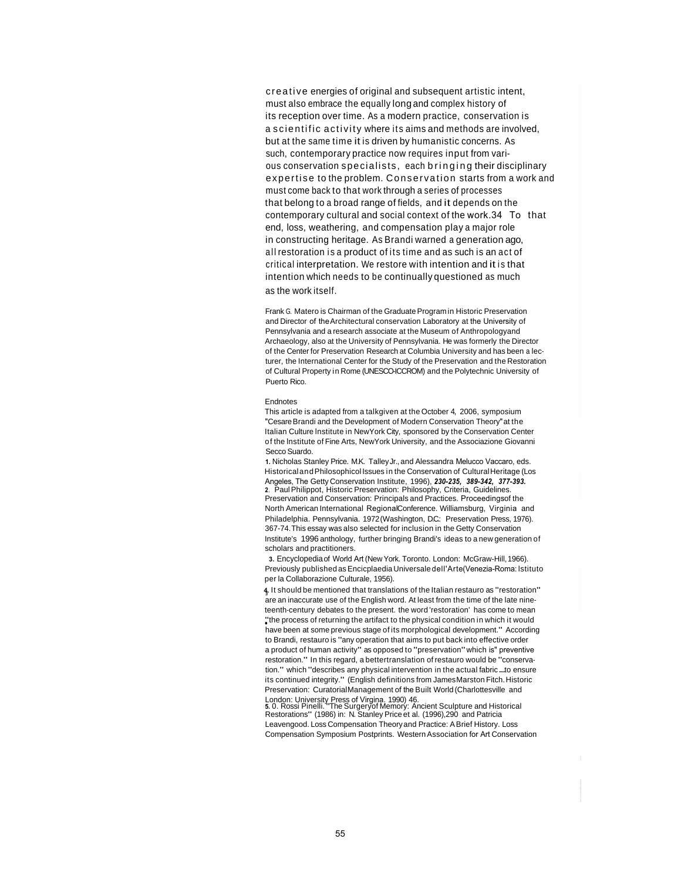creative energies of original and subsequent artistic intent, must also embrace the equally long and complex history of its reception over time. As a modern practice, conservation is a scientific activity where its aims and methods are involved, but at the same time it is driven by humanistic concerns. As such, contemporary practice now requires input from various conservation specialists, each bringing their disciplinary expertise to the problem. Conservation starts from a work and must come back to that work through a series of processes that belong to a broad range of fields, and it depends on the contemporary cultural and social context of the work.34 To that end, loss, weathering, and compensation play a major role in constructing heritage. As Brandi warned a generation ago, all restoration is a product of its time and as such is an act of critical interpretation. We restore with intention and it is that intention which needs to be continually questioned as much as the work itself.

Frank G. Matero is Chairman of the Graduate Program in Historic Preservation and Director of the Architectural conservation Laboratory at the University of Pennsylvania and a research associate at the Museum of Anthropology and Archaeology, also at the University of Pennsylvania. He was formerly the Director of the Center for Preservation Research at Columbia University and has been a lecturer, the International Center for the Study of the Preservation and the Restoration of Cultural Property in Rome (UNESCO-ICCROM) and the Polytechnic University of Puerto Rico.

Endnotes

This article is adapted from a talk given at the October 4, 2006, symposium "Cesare Brandi and the Development of Modern Conservation Theory" at the Italian Culture Institute in New York City, sponsored by the Conservation Center of the Institute of Fine Arts, New York University, and the Associazione Giovanni Secco Suardo.

1. Nicholas Stanley Price. M.K. Talley Jr., and Alessandra Melucco Vaccaro, eds. Historical and Philosophicol Issues in the Conservation of Cultural Heritage (Los Angeles, The Getty Conservation Institute, 1996), ***230-235, 389-342, 377-393.***

2. Paul Philippot, Historic Preservation: Philosophy, Criteria, Guidelines. Preservation and Conservation: Principals and Practices. Proceedings of the North American International Regional Conference. Williamsburg, Virginia and Philadelphia. Pennsylvania. 1972 (Washington, D.C.: Preservation Press, 1976). 367-74. This essay was also selected for inclusion in the Getty Conservation Institute's 1996 anthology, further bringing Brandi's ideas to a new generation of scholars and practitioners.

3. Encyclopedia of World Art (New York. Toronto. London: McGraw-Hill, 1966). Previously published as Encicplaedia Universale dell'Arte (Venezia-Roma: Istituto per la Collaborazione Culturale, 1956).

4. It should be mentioned that translations of the Italian restauro as "restoration" are an inaccurate use of the English word. At least from the time of the late nineteenth-century debates to the present. the word 'restoration' has come to mean "the process of returning the artifact to the physical condition in which it would have been at some previous stage of its morphological development." According to Brandi, restauro is "any operation that aims to put back into effective order a product of human activity" as opposed to "preservation" which is" preventive restoration." In this regard, a better translation of restauro would be "conservation." which "describes any physical intervention in the actual fabric ...to ensure its continued integrity." (English definitions from James Marston Fitch. Historic Preservation: Curatorial Management of the Built World (Charlottesville and London: University Press of Virgina. 1990) 46.

5. O. Rossi Pinelli. "The Surgery of Memory: Ancient Sculpture and Historical Restorations" (1986) in: N. Stanley Price et al. (1996), 290 and Patricia Leavengood. Loss Compensation Theory and Practice: A Brief History. Loss Compensation Symposium Postprints. Western Association for Art Conservation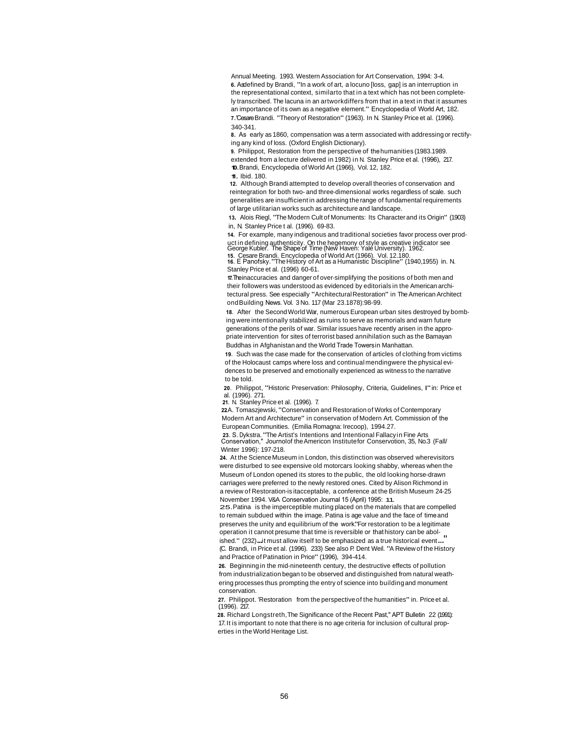Annual Meeting. 1993. Western Association for Art Conservation, 1994: 3-4.

**6.** As defined by Brandi, "In a work of art, a locuno [loss, gap] is an interruption in the representational context, similar to that in a text which has not been completely transcribed. The lacuna in an artwork differs from that in a text in that it assumes an importance of its own as a negative element." Encyclopedia of World Art, 182.

**7.** Cesare Brandi. "Theory of Restoration" (1963). In N. Stanley Price et al. (1996). 340-341.

**8.** As early as 1860, compensation was a term associated with addressing or rectifying any kind of loss. (Oxford English Dictionary).

**9.** Philippot, Restoration from the perspective of the humanities (1983.1989. extended from a lecture delivered in 1982) in N. Stanley Price et al. (1996), 217.

**10.** Brandi, Encyclopedia of World Art (1966), Vol. 12, 182.

**11.** Ibid. 180.

**12.** Although Brandi attempted to develop overall theories of conservation and reintegration for both two- and three-dimensional works regardless of scale. such generalities are insufficient in addressing the range of fundamental requirements of large utilitarian works such as architecture and landscape.

**13.** Alois Riegl, "The Modern Cult of Monuments: Its Character and its Origin" (1903) in, N. Stanley Price t al. (1996). 69-83.

**14.** For example, many indigenous and traditional societies favor process over product in defining authenticity. On the hegemony of style as creative indicator see George Kubler. The Shape of Time (New Haven: Yale University). 1962.

**15.** Cesare Brandi. Encyclopedia of World Art (1966). Vol. 12.180.

**16.** E Panofsky. "The History of Art as a Humanistic Discipline" (1940,1955) in. N. Stanley Price et al. (1996) 60-61.

**17.** The inaccuracies and danger of over-simplifying the positions of both men and their followers was understood as evidenced by editorials in the American architectural press. See especially "Architectural Restoration" in The American Architect ond Building News. Vol. 3 No. 117 (Mar 23.1878):98-99.

**18.** After the Second World War, numerous European urban sites destroyed by bombing were intentionally stabilized as ruins to serve as memorials and warn future generations of the perils of war. Similar issues have recently arisen in the appropriate intervention for sites of terrorist based annihilation such as the Bamayan Buddhas in Afghanistan and the World Trade Towers in Manhattan.

**19.** Such was the case made for the conservation of articles of clothing from victims of the Holocaust camps where loss and continual mending were the physical evidences to be preserved and emotionally experienced as witness to the narrative to be told.

**20.** Philippot, "Historic Preservation: Philosophy, Criteria, Guidelines, I" in: Price et al. (1996). 271.

**21.** N. Stanley Price et al. (1996). 7.

**22.** A. Tomaszjewski, "Conservation and Restoration of Works of Contemporary Modern Art and Architecture" in conservation of Modern Art. Commission of the European Communities. (Emilia Romagna: Irecoop), 1994.27.

**23.** S. Dykstra. "The Artist's Intentions and Intentional Fallacy in Fine Arts Conservation," Journol of the Americon Institute for Conservotion, 35, No.3 (Fall/ Winter 1996): 197-218.

**24.** At the Science Museum in London, this distinction was observed where visitors were disturbed to see expensive old motorcars looking shabby, whereas when the Museum of London opened its stores to the public, the old looking horse-drawn carriages were preferred to the newly restored ones. Cited by Alison Richmond in a review of Restoration-is it acceptable, a conference at the British Museum 24-25 November 1994. V&A Conservation Journal 15 (April) 1995: 11.

**25.** Patina is the imperceptible muting placed on the materials that are compelled to remain subdued within the image. Patina is age value and the face of time and preserves the unity and equilibrium of the work."For restoration to be a legitimate operation it cannot presume that time is reversible or that history can be abolished." (232)...it must allow itself to be emphasized as a true historical event..." (C. Brandi, in Price et al. (1996). 233) See also P. Dent Weil. "A Review of the History and Practice of Patination in Price" (1996), 394-414.

**26.** Beginning in the mid-nineteenth century, the destructive effects of pollution from industrialization began to be observed and distinguished from natural weathering processes thus prompting the entry of science into building and monument conservation.

**27.** Philippot. 'Restoration from the perspective of the humanities" in. Price et al. (1996). 217.

**28.** Richard Longstreth, The Significance of the Recent Past," APT Bulletin 22 (1991): 17. It is important to note that there is no age criteria for inclusion of cultural properties in the World Heritage List.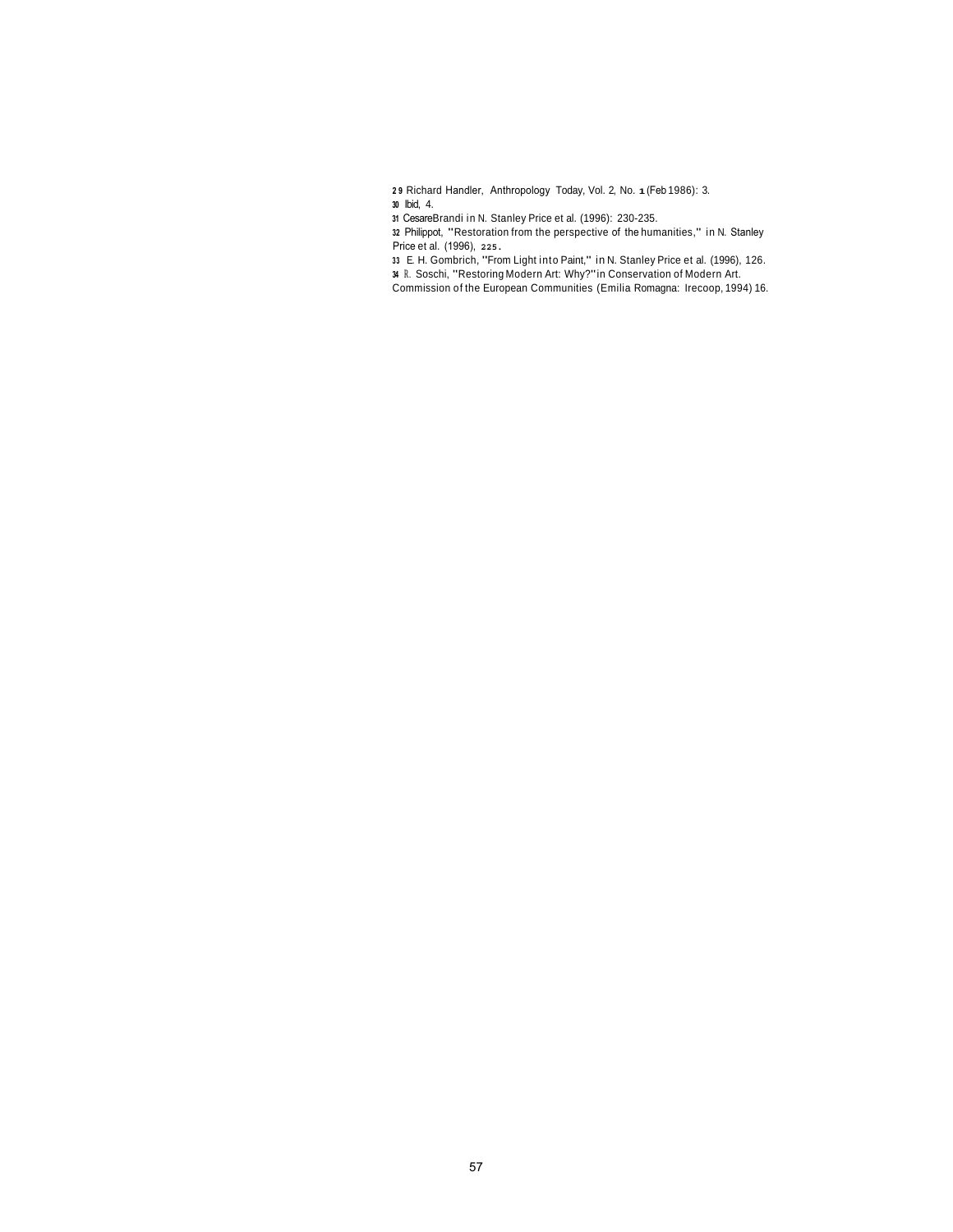29 Richard Handler, Anthropology Today, Vol. 2, No. 1 (Feb 1986): 3.

30 Ibid, 4.

31 CesareBrandi in N. Stanley Price et al. (1996): 230-235.

32 Philippot, "Restoration from the perspective of the humanities," in N. Stanley Price et al. (1996), 225.

33 E. H. Gombrich, "From Light into Paint," in N. Stanley Price et al. (1996), 126.

34 R. Soschi, "Restoring Modern Art: Why?" in Conservation of Modern Art. Commission of the European Communities (Emilia Romagna: Irecoop, 1994) 16.